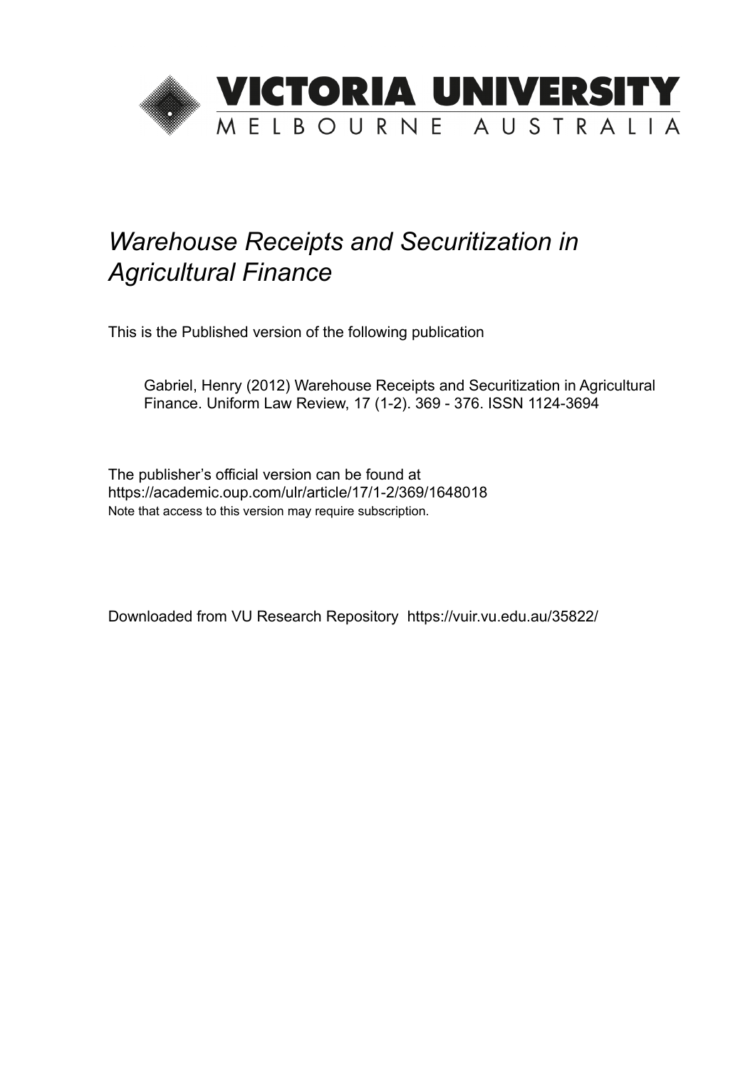# VICTORIA UNIVERSITY
MELBOURNE AUSTRALIA

*Warehouse Receipts and Securitization in Agricultural Finance*

This is the Published version of the following publication

Gabriel, Henry (2012) Warehouse Receipts and Securitization in Agricultural Finance. Uniform Law Review, 17 (1-2). 369 - 376. ISSN 1124-3694

The publisher's official version can be found at
https://academic.oup.com/ulr/article/17/1-2/369/1648018
Note that access to this version may require subscription.

Downloaded from VU Research Repository https://vuir.vu.edu.au/35822/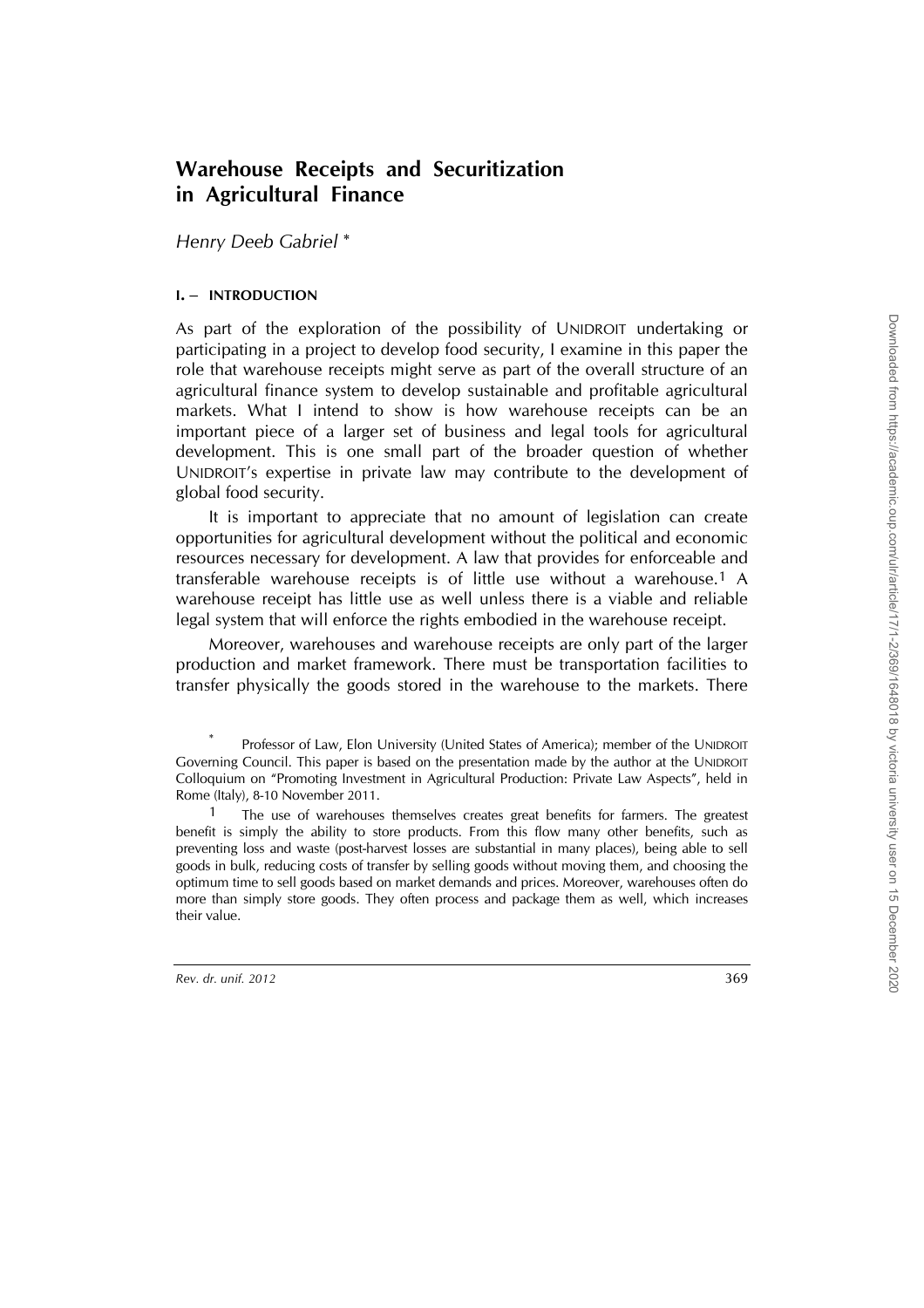# Warehouse Receipts and Securitization in Agricultural Finance

*Henry Deeb Gabriel* *

## I. – INTRODUCTION

As part of the exploration of the possibility of UNIDROIT undertaking or participating in a project to develop food security, I examine in this paper the role that warehouse receipts might serve as part of the overall structure of an agricultural finance system to develop sustainable and profitable agricultural markets. What I intend to show is how warehouse receipts can be an important piece of a larger set of business and legal tools for agricultural development. This is one small part of the broader question of whether UNIDROIT's expertise in private law may contribute to the development of global food security.

It is important to appreciate that no amount of legislation can create opportunities for agricultural development without the political and economic resources necessary for development. A law that provides for enforceable and transferable warehouse receipts is of little use without a warehouse.[1] A warehouse receipt has little use as well unless there is a viable and reliable legal system that will enforce the rights embodied in the warehouse receipt.

Moreover, warehouses and warehouse receipts are only part of the larger production and market framework. There must be transportation facilities to transfer physically the goods stored in the warehouse to the markets. There

---

\* Professor of Law, Elon University (United States of America); member of the UNIDROIT Governing Council. This paper is based on the presentation made by the author at the UNIDROIT Colloquium on "Promoting Investment in Agricultural Production: Private Law Aspects", held in Rome (Italy), 8-10 November 2011.

[1] The use of warehouses themselves creates great benefits for farmers. The greatest benefit is simply the ability to store products. From this flow many other benefits, such as preventing loss and waste (post-harvest losses are substantial in many places), being able to sell goods in bulk, reducing costs of transfer by selling goods without moving them, and choosing the optimum time to sell goods based on market demands and prices. Moreover, warehouses often do more than simply store goods. They often process and package them as well, which increases their value.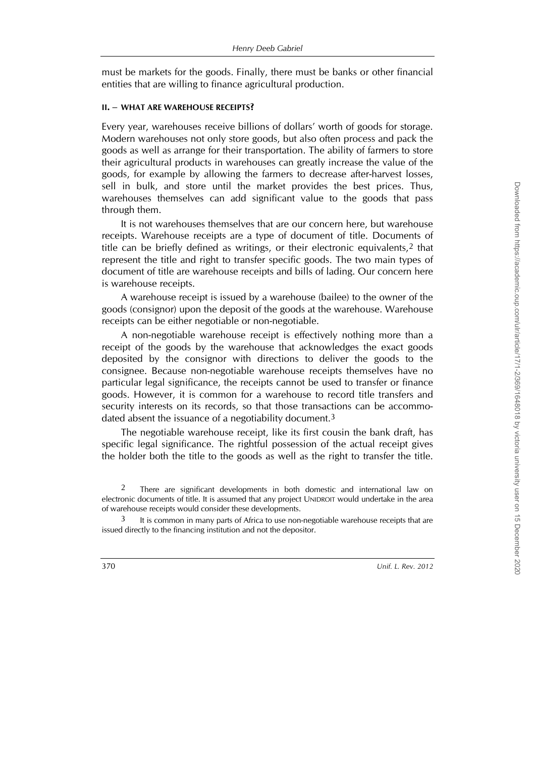must be markets for the goods. Finally, there must be banks or other financial entities that are willing to finance agricultural production.

#### II. – WHAT ARE WAREHOUSE RECEIPTS?

Every year, warehouses receive billions of dollars' worth of goods for storage. Modern warehouses not only store goods, but also often process and pack the goods as well as arrange for their transportation. The ability of farmers to store their agricultural products in warehouses can greatly increase the value of the goods, for example by allowing the farmers to decrease after-harvest losses, sell in bulk, and store until the market provides the best prices. Thus, warehouses themselves can add significant value to the goods that pass through them.

It is not warehouses themselves that are our concern here, but warehouse receipts. Warehouse receipts are a type of document of title. Documents of title can be briefly defined as writings, or their electronic equivalents,[2] that represent the title and right to transfer specific goods. The two main types of document of title are warehouse receipts and bills of lading. Our concern here is warehouse receipts.

A warehouse receipt is issued by a warehouse (bailee) to the owner of the goods (consignor) upon the deposit of the goods at the warehouse. Warehouse receipts can be either negotiable or non-negotiable.

A non-negotiable warehouse receipt is effectively nothing more than a receipt of the goods by the warehouse that acknowledges the exact goods deposited by the consignor with directions to deliver the goods to the consignee. Because non-negotiable warehouse receipts themselves have no particular legal significance, the receipts cannot be used to transfer or finance goods. However, it is common for a warehouse to record title transfers and security interests on its records, so that those transactions can be accommodated absent the issuance of a negotiability document.[3]

The negotiable warehouse receipt, like its first cousin the bank draft, has specific legal significance. The rightful possession of the actual receipt gives the holder both the title to the goods as well as the right to transfer the title.

[2] There are significant developments in both domestic and international law on electronic documents of title. It is assumed that any project UNIDROIT would undertake in the area of warehouse receipts would consider these developments.

[3] It is common in many parts of Africa to use non-negotiable warehouse receipts that are issued directly to the financing institution and not the depositor.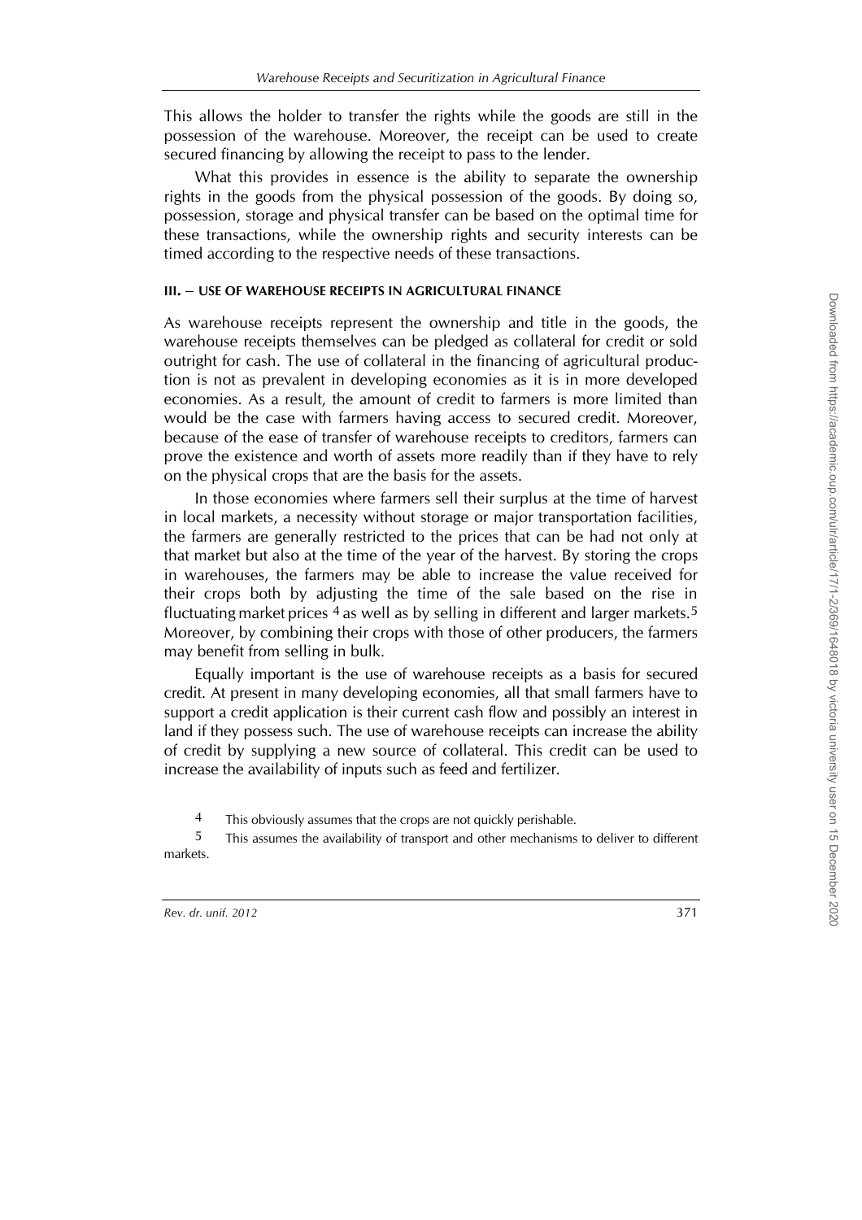This allows the holder to transfer the rights while the goods are still in the possession of the warehouse. Moreover, the receipt can be used to create secured financing by allowing the receipt to pass to the lender.

What this provides in essence is the ability to separate the ownership rights in the goods from the physical possession of the goods. By doing so, possession, storage and physical transfer can be based on the optimal time for these transactions, while the ownership rights and security interests can be timed according to the respective needs of these transactions.

#### III. – USE OF WAREHOUSE RECEIPTS IN AGRICULTURAL FINANCE

As warehouse receipts represent the ownership and title in the goods, the warehouse receipts themselves can be pledged as collateral for credit or sold outright for cash. The use of collateral in the financing of agricultural production is not as prevalent in developing economies as it is in more developed economies. As a result, the amount of credit to farmers is more limited than would be the case with farmers having access to secured credit. Moreover, because of the ease of transfer of warehouse receipts to creditors, farmers can prove the existence and worth of assets more readily than if they have to rely on the physical crops that are the basis for the assets.

In those economies where farmers sell their surplus at the time of harvest in local markets, a necessity without storage or major transportation facilities, the farmers are generally restricted to the prices that can be had not only at that market but also at the time of the year of the harvest. By storing the crops in warehouses, the farmers may be able to increase the value received for their crops both by adjusting the time of the sale based on the rise in fluctuating market prices [4] as well as by selling in different and larger markets.[5] Moreover, by combining their crops with those of other producers, the farmers may benefit from selling in bulk.

Equally important is the use of warehouse receipts as a basis for secured credit. At present in many developing economies, all that small farmers have to support a credit application is their current cash flow and possibly an interest in land if they possess such. The use of warehouse receipts can increase the ability of credit by supplying a new source of collateral. This credit can be used to increase the availability of inputs such as feed and fertilizer.

4 This obviously assumes that the crops are not quickly perishable.

5 This assumes the availability of transport and other mechanisms to deliver to different markets.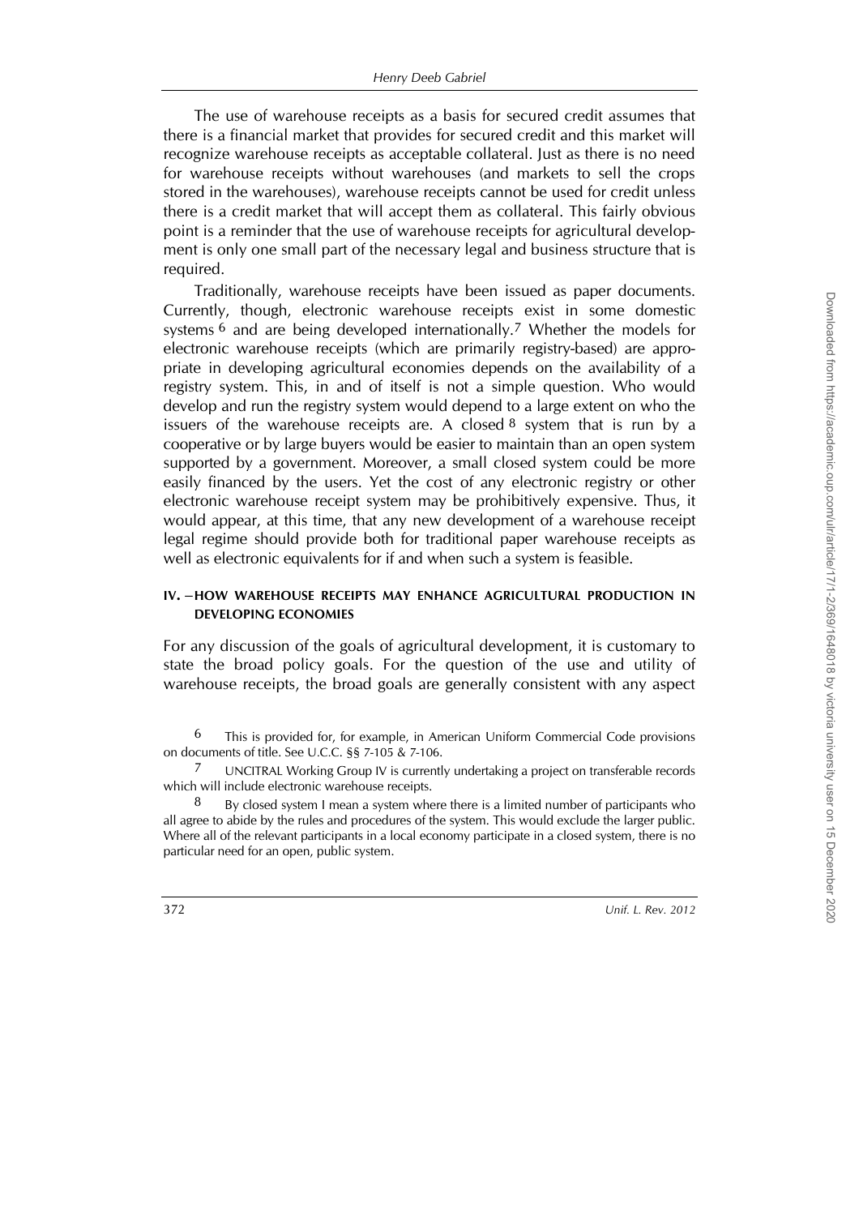The use of warehouse receipts as a basis for secured credit assumes that there is a financial market that provides for secured credit and this market will recognize warehouse receipts as acceptable collateral. Just as there is no need for warehouse receipts without warehouses (and markets to sell the crops stored in the warehouses), warehouse receipts cannot be used for credit unless there is a credit market that will accept them as collateral. This fairly obvious point is a reminder that the use of warehouse receipts for agricultural development is only one small part of the necessary legal and business structure that is required.

Traditionally, warehouse receipts have been issued as paper documents. Currently, though, electronic warehouse receipts exist in some domestic systems [6] and are being developed internationally.[7] Whether the models for electronic warehouse receipts (which are primarily registry-based) are appropriate in developing agricultural economies depends on the availability of a registry system. This, in and of itself is not a simple question. Who would develop and run the registry system would depend to a large extent on who the issuers of the warehouse receipts are. A closed [8] system that is run by a cooperative or by large buyers would be easier to maintain than an open system supported by a government. Moreover, a small closed system could be more easily financed by the users. Yet the cost of any electronic registry or other electronic warehouse receipt system may be prohibitively expensive. Thus, it would appear, at this time, that any new development of a warehouse receipt legal regime should provide both for traditional paper warehouse receipts as well as electronic equivalents for if and when such a system is feasible.

## IV. – HOW WAREHOUSE RECEIPTS MAY ENHANCE AGRICULTURAL PRODUCTION IN DEVELOPING ECONOMIES

For any discussion of the goals of agricultural development, it is customary to state the broad policy goals. For the question of the use and utility of warehouse receipts, the broad goals are generally consistent with any aspect

---

[6] This is provided for, for example, in American Uniform Commercial Code provisions on documents of title. See U.C.C. §§ 7-105 & 7-106.

[7] UNCITRAL Working Group IV is currently undertaking a project on transferable records which will include electronic warehouse receipts.

[8] By closed system I mean a system where there is a limited number of participants who all agree to abide by the rules and procedures of the system. This would exclude the larger public. Where all of the relevant participants in a local economy participate in a closed system, there is no particular need for an open, public system.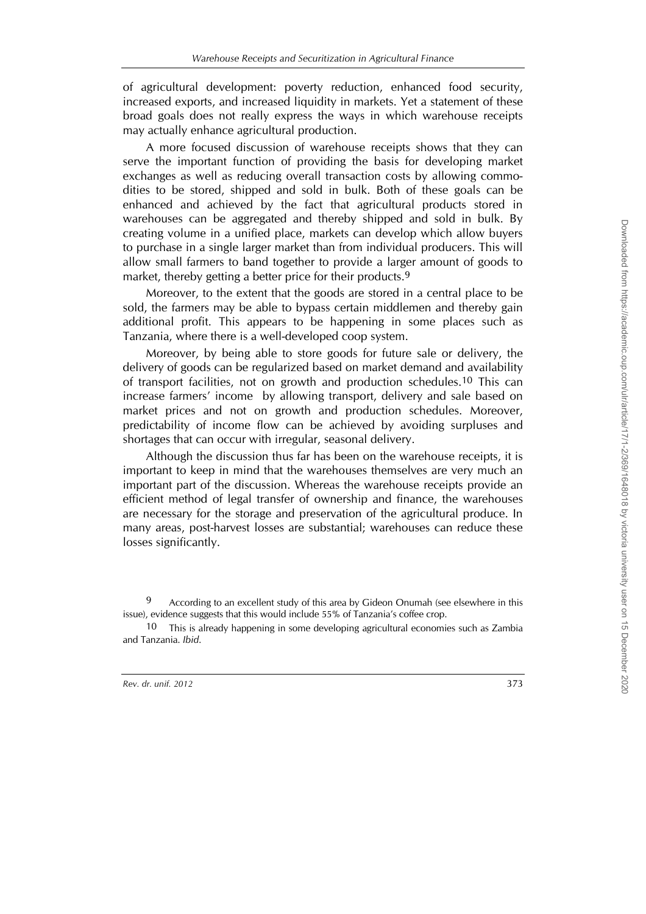of agricultural development: poverty reduction, enhanced food security, increased exports, and increased liquidity in markets. Yet a statement of these broad goals does not really express the ways in which warehouse receipts may actually enhance agricultural production.

A more focused discussion of warehouse receipts shows that they can serve the important function of providing the basis for developing market exchanges as well as reducing overall transaction costs by allowing commodities to be stored, shipped and sold in bulk. Both of these goals can be enhanced and achieved by the fact that agricultural products stored in warehouses can be aggregated and thereby shipped and sold in bulk. By creating volume in a unified place, markets can develop which allow buyers to purchase in a single larger market than from individual producers. This will allow small farmers to band together to provide a larger amount of goods to market, thereby getting a better price for their products.[9]

Moreover, to the extent that the goods are stored in a central place to be sold, the farmers may be able to bypass certain middlemen and thereby gain additional profit. This appears to be happening in some places such as Tanzania, where there is a well-developed coop system.

Moreover, by being able to store goods for future sale or delivery, the delivery of goods can be regularized based on market demand and availability of transport facilities, not on growth and production schedules.[10] This can increase farmers' income by allowing transport, delivery and sale based on market prices and not on growth and production schedules. Moreover, predictability of income flow can be achieved by avoiding surpluses and shortages that can occur with irregular, seasonal delivery.

Although the discussion thus far has been on the warehouse receipts, it is important to keep in mind that the warehouses themselves are very much an important part of the discussion. Whereas the warehouse receipts provide an efficient method of legal transfer of ownership and finance, the warehouses are necessary for the storage and preservation of the agricultural produce. In many areas, post-harvest losses are substantial; warehouses can reduce these losses significantly.

[9] According to an excellent study of this area by Gideon Onumah (see elsewhere in this issue), evidence suggests that this would include 55% of Tanzania's coffee crop.

[10] This is already happening in some developing agricultural economies such as Zambia and Tanzania. *Ibid.*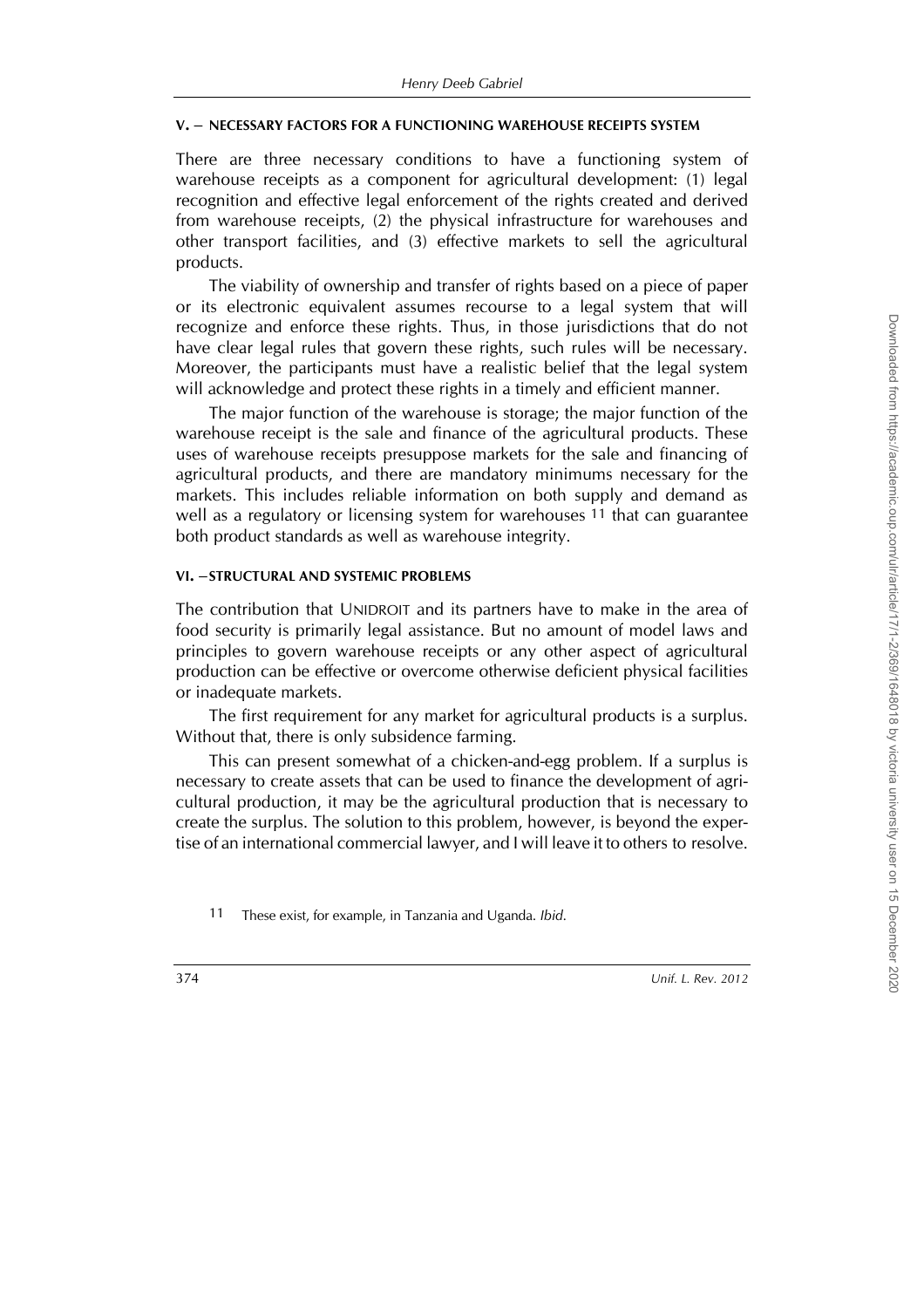## V. – NECESSARY FACTORS FOR A FUNCTIONING WAREHOUSE RECEIPTS SYSTEM

There are three necessary conditions to have a functioning system of warehouse receipts as a component for agricultural development: (1) legal recognition and effective legal enforcement of the rights created and derived from warehouse receipts, (2) the physical infrastructure for warehouses and other transport facilities, and (3) effective markets to sell the agricultural products.

The viability of ownership and transfer of rights based on a piece of paper or its electronic equivalent assumes recourse to a legal system that will recognize and enforce these rights. Thus, in those jurisdictions that do not have clear legal rules that govern these rights, such rules will be necessary. Moreover, the participants must have a realistic belief that the legal system will acknowledge and protect these rights in a timely and efficient manner.

The major function of the warehouse is storage; the major function of the warehouse receipt is the sale and finance of the agricultural products. These uses of warehouse receipts presuppose markets for the sale and financing of agricultural products, and there are mandatory minimums necessary for the markets. This includes reliable information on both supply and demand as well as a regulatory or licensing system for warehouses [11] that can guarantee both product standards as well as warehouse integrity.

## VI. – STRUCTURAL AND SYSTEMIC PROBLEMS

The contribution that UNIDROIT and its partners have to make in the area of food security is primarily legal assistance. But no amount of model laws and principles to govern warehouse receipts or any other aspect of agricultural production can be effective or overcome otherwise deficient physical facilities or inadequate markets.

The first requirement for any market for agricultural products is a surplus. Without that, there is only subsidence farming.

This can present somewhat of a chicken-and-egg problem. If a surplus is necessary to create assets that can be used to finance the development of agricultural production, it may be the agricultural production that is necessary to create the surplus. The solution to this problem, however, is beyond the expertise of an international commercial lawyer, and I will leave it to others to resolve.

[11] These exist, for example, in Tanzania and Uganda. *Ibid.*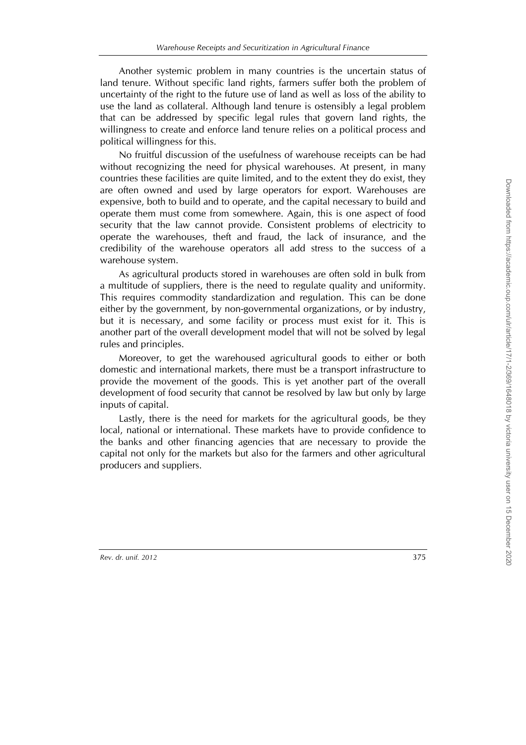Another systemic problem in many countries is the uncertain status of land tenure. Without specific land rights, farmers suffer both the problem of uncertainty of the right to the future use of land as well as loss of the ability to use the land as collateral. Although land tenure is ostensibly a legal problem that can be addressed by specific legal rules that govern land rights, the willingness to create and enforce land tenure relies on a political process and political willingness for this.

No fruitful discussion of the usefulness of warehouse receipts can be had without recognizing the need for physical warehouses. At present, in many countries these facilities are quite limited, and to the extent they do exist, they are often owned and used by large operators for export. Warehouses are expensive, both to build and to operate, and the capital necessary to build and operate them must come from somewhere. Again, this is one aspect of food security that the law cannot provide. Consistent problems of electricity to operate the warehouses, theft and fraud, the lack of insurance, and the credibility of the warehouse operators all add stress to the success of a warehouse system.

As agricultural products stored in warehouses are often sold in bulk from a multitude of suppliers, there is the need to regulate quality and uniformity. This requires commodity standardization and regulation. This can be done either by the government, by non-governmental organizations, or by industry, but it is necessary, and some facility or process must exist for it. This is another part of the overall development model that will not be solved by legal rules and principles.

Moreover, to get the warehoused agricultural goods to either or both domestic and international markets, there must be a transport infrastructure to provide the movement of the goods. This is yet another part of the overall development of food security that cannot be resolved by law but only by large inputs of capital.

Lastly, there is the need for markets for the agricultural goods, be they local, national or international. These markets have to provide confidence to the banks and other financing agencies that are necessary to provide the capital not only for the markets but also for the farmers and other agricultural producers and suppliers.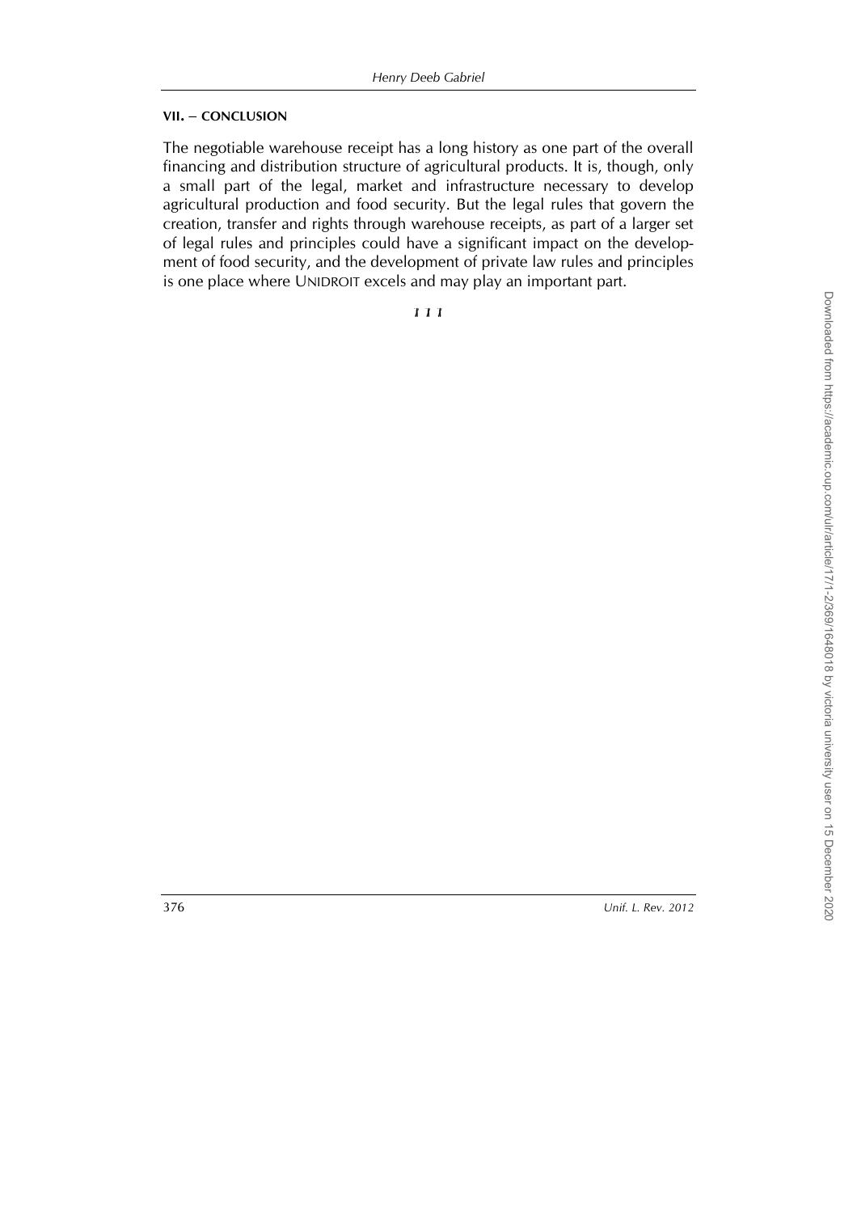## VII. – CONCLUSION

The negotiable warehouse receipt has a long history as one part of the overall financing and distribution structure of agricultural products. It is, though, only a small part of the legal, market and infrastructure necessary to develop agricultural production and food security. But the legal rules that govern the creation, transfer and rights through warehouse receipts, as part of a larger set of legal rules and principles could have a significant impact on the development of food security, and the development of private law rules and principles is one place where UNIDROIT excels and may play an important part.